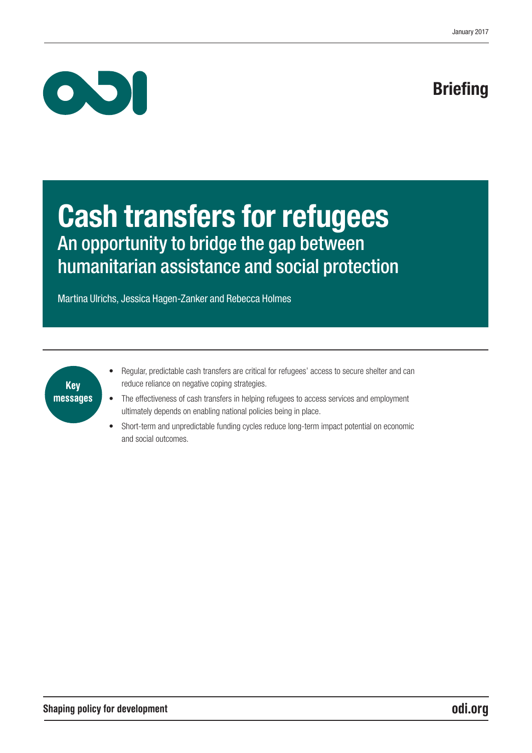January 2017

**Briefing**

# Cash transfers for refugees

## An opportunity to bridge the gap between humanitarian assistance and social protection

Martina Ulrichs, Jessica Hagen-Zanker and Rebecca Holmes

**Key messages**

- Regular, predictable cash transfers are critical for refugees' access to secure shelter and can reduce reliance on negative coping strategies.
- The effectiveness of cash transfers in helping refugees to access services and employment ultimately depends on enabling national policies being in place.
- Short-term and unpredictable funding cycles reduce long-term impact potential on economic and social outcomes.

**Shaping policy for development** **odi.org**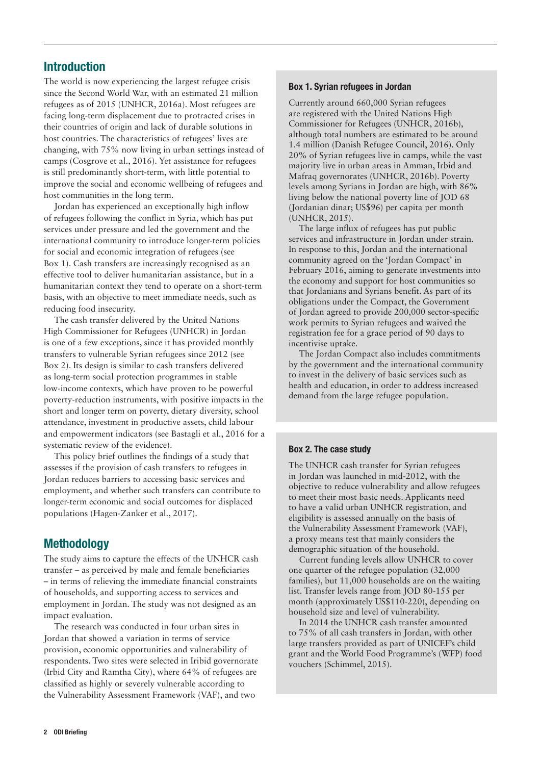## Introduction

The world is now experiencing the largest refugee crisis since the Second World War, with an estimated 21 million refugees as of 2015 (UNHCR, 2016a). Most refugees are facing long-term displacement due to protracted crises in their countries of origin and lack of durable solutions in host countries. The characteristics of refugees' lives are changing, with 75% now living in urban settings instead of camps (Cosgrove et al., 2016). Yet assistance for refugees is still predominantly short-term, with little potential to improve the social and economic wellbeing of refugees and host communities in the long term.

Jordan has experienced an exceptionally high inflow of refugees following the conflict in Syria, which has put services under pressure and led the government and the international community to introduce longer-term policies for social and economic integration of refugees (see Box 1). Cash transfers are increasingly recognised as an effective tool to deliver humanitarian assistance, but in a humanitarian context they tend to operate on a short-term basis, with an objective to meet immediate needs, such as reducing food insecurity.

The cash transfer delivered by the United Nations High Commissioner for Refugees (UNHCR) in Jordan is one of a few exceptions, since it has provided monthly transfers to vulnerable Syrian refugees since 2012 (see Box 2). Its design is similar to cash transfers delivered as long-term social protection programmes in stable low-income contexts, which have proven to be powerful poverty-reduction instruments, with positive impacts in the short and longer term on poverty, dietary diversity, school attendance, investment in productive assets, child labour and empowerment indicators (see Bastagli et al., 2016 for a systematic review of the evidence).

This policy brief outlines the findings of a study that assesses if the provision of cash transfers to refugees in Jordan reduces barriers to accessing basic services and employment, and whether such transfers can contribute to longer-term economic and social outcomes for displaced populations (Hagen-Zanker et al., 2017).

## Methodology

The study aims to capture the effects of the UNHCR cash transfer – as perceived by male and female beneficiaries – in terms of relieving the immediate financial constraints of households, and supporting access to services and employment in Jordan. The study was not designed as an impact evaluation.

The research was conducted in four urban sites in Jordan that showed a variation in terms of service provision, economic opportunities and vulnerability of respondents. Two sites were selected in Iribid governorate (Irbid City and Ramtha City), where 64% of refugees are classified as highly or severely vulnerable according to the Vulnerability Assessment Framework (VAF), and two

### Box 1. Syrian refugees in Jordan

Currently around 660,000 Syrian refugees are registered with the United Nations High Commissioner for Refugees (UNHCR, 2016b), although total numbers are estimated to be around 1.4 million (Danish Refugee Council, 2016). Only 20% of Syrian refugees live in camps, while the vast majority live in urban areas in Amman, Irbid and Mafraq governorates (UNHCR, 2016b). Poverty levels among Syrians in Jordan are high, with 86% living below the national poverty line of JOD 68 (Jordanian dinar; US$96) per capita per month (UNHCR, 2015).

The large influx of refugees has put public services and infrastructure in Jordan under strain. In response to this, Jordan and the international community agreed on the 'Jordan Compact' in February 2016, aiming to generate investments into the economy and support for host communities so that Jordanians and Syrians benefit. As part of its obligations under the Compact, the Government of Jordan agreed to provide 200,000 sector-specific work permits to Syrian refugees and waived the registration fee for a grace period of 90 days to incentivise uptake.

The Jordan Compact also includes commitments by the government and the international community to invest in the delivery of basic services such as health and education, in order to address increased demand from the large refugee population.

### Box 2. The case study

The UNHCR cash transfer for Syrian refugees in Jordan was launched in mid-2012, with the objective to reduce vulnerability and allow refugees to meet their most basic needs. Applicants need to have a valid urban UNHCR registration, and eligibility is assessed annually on the basis of the Vulnerability Assessment Framework (VAF), a proxy means test that mainly considers the demographic situation of the household.

Current funding levels allow UNHCR to cover one quarter of the refugee population (32,000 families), but 11,000 households are on the waiting list. Transfer levels range from JOD 80-155 per month (approximately US$110-220), depending on household size and level of vulnerability.

In 2014 the UNHCR cash transfer amounted to 75% of all cash transfers in Jordan, with other large transfers provided as part of UNICEF's child grant and the World Food Programme's (WFP) food vouchers (Schimmel, 2015).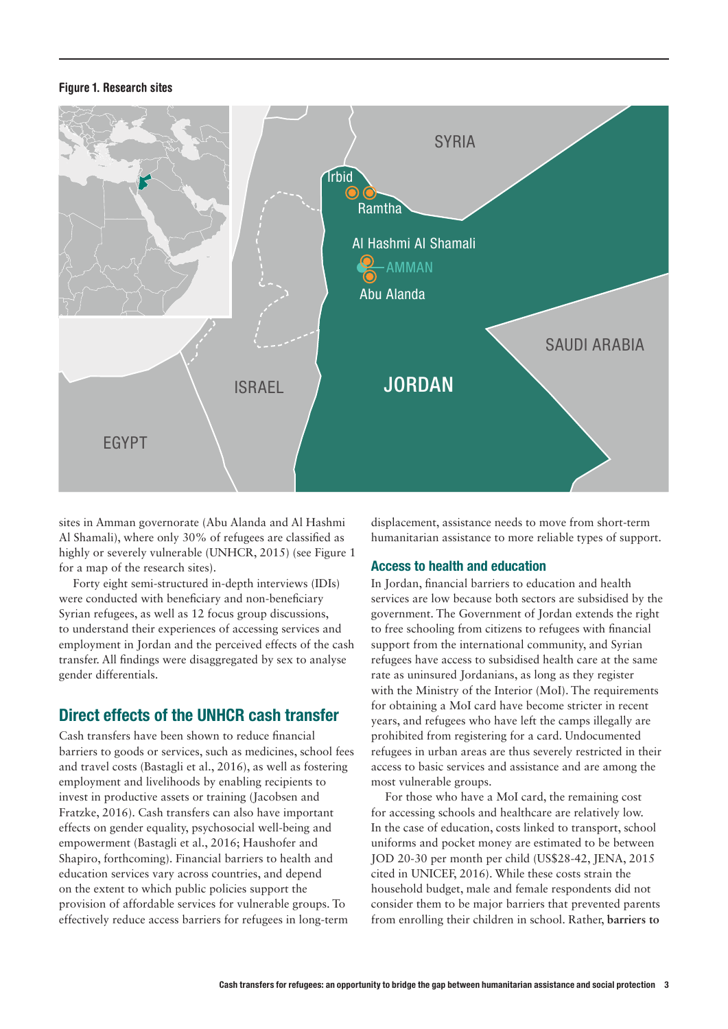**Figure 1. Research sites**

sites in Amman governorate (Abu Alanda and Al Hashmi Al Shamali), where only 30% of refugees are classified as highly or severely vulnerable (UNHCR, 2015) (see Figure 1 for a map of the research sites).

Forty eight semi-structured in-depth interviews (IDIs) were conducted with beneficiary and non-beneficiary Syrian refugees, as well as 12 focus group discussions, to understand their experiences of accessing services and employment in Jordan and the perceived effects of the cash transfer. All findings were disaggregated by sex to analyse gender differentials.

## Direct effects of the UNHCR cash transfer

Cash transfers have been shown to reduce financial barriers to goods or services, such as medicines, school fees and travel costs (Bastagli et al., 2016), as well as fostering employment and livelihoods by enabling recipients to invest in productive assets or training (Jacobsen and Fratzke, 2016). Cash transfers can also have important effects on gender equality, psychosocial well-being and empowerment (Bastagli et al., 2016; Haushofer and Shapiro, forthcoming). Financial barriers to health and education services vary across countries, and depend on the extent to which public policies support the provision of affordable services for vulnerable groups. To effectively reduce access barriers for refugees in long-term displacement, assistance needs to move from short-term humanitarian assistance to more reliable types of support.

### Access to health and education

In Jordan, financial barriers to education and health services are low because both sectors are subsidised by the government. The Government of Jordan extends the right to free schooling from citizens to refugees with financial support from the international community, and Syrian refugees have access to subsidised health care at the same rate as uninsured Jordanians, as long as they register with the Ministry of the Interior (MoI). The requirements for obtaining a MoI card have become stricter in recent years, and refugees who have left the camps illegally are prohibited from registering for a card. Undocumented refugees in urban areas are thus severely restricted in their access to basic services and assistance and are among the most vulnerable groups.

For those who have a MoI card, the remaining cost for accessing schools and healthcare are relatively low. In the case of education, costs linked to transport, school uniforms and pocket money are estimated to be between JOD 20-30 per month per child (US$28-42, JENA, 2015 cited in UNICEF, 2016). While these costs strain the household budget, male and female respondents did not consider them to be major barriers that prevented parents from enrolling their children in school. Rather, **barriers to**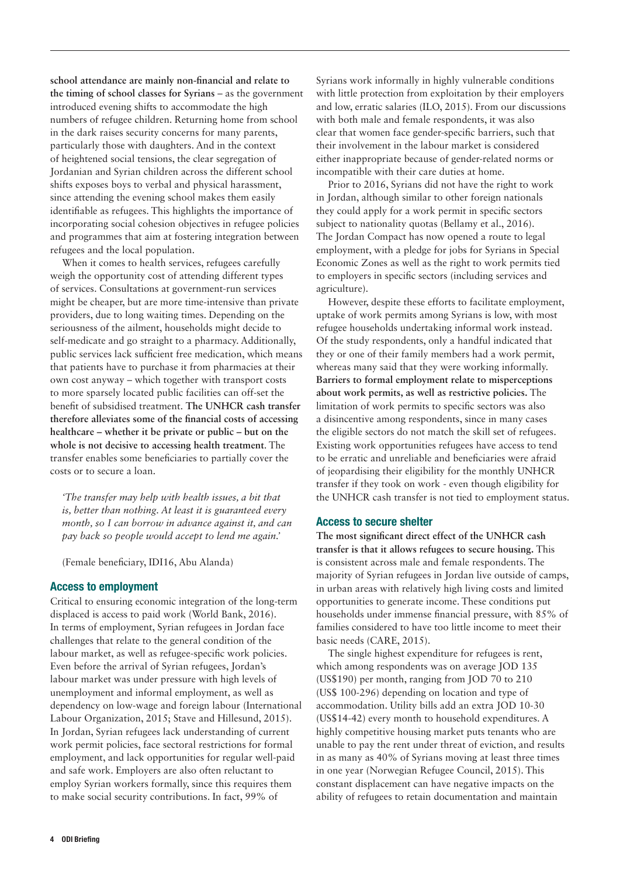**school attendance are mainly non-financial and relate to the timing of school classes for Syrians** – as the government introduced evening shifts to accommodate the high numbers of refugee children. Returning home from school in the dark raises security concerns for many parents, particularly those with daughters. And in the context of heightened social tensions, the clear segregation of Jordanian and Syrian children across the different school shifts exposes boys to verbal and physical harassment, since attending the evening school makes them easily identifiable as refugees. This highlights the importance of incorporating social cohesion objectives in refugee policies and programmes that aim at fostering integration between refugees and the local population.

When it comes to health services, refugees carefully weigh the opportunity cost of attending different types of services. Consultations at government-run services might be cheaper, but are more time-intensive than private providers, due to long waiting times. Depending on the seriousness of the ailment, households might decide to self-medicate and go straight to a pharmacy. Additionally, public services lack sufficient free medication, which means that patients have to purchase it from pharmacies at their own cost anyway – which together with transport costs to more sparsely located public facilities can off-set the benefit of subsidised treatment. **The UNHCR cash transfer therefore alleviates some of the financial costs of accessing healthcare – whether it be private or public – but on the whole is not decisive to accessing health treatment**. The transfer enables some beneficiaries to partially cover the costs or to secure a loan.

> *'The transfer may help with health issues, a bit that is, better than nothing. At least it is guaranteed every month, so I can borrow in advance against it, and can pay back so people would accept to lend me again.'*
>
> (Female beneficiary, IDI16, Abu Alanda)

### Access to employment

Critical to ensuring economic integration of the long-term displaced is access to paid work (World Bank, 2016). In terms of employment, Syrian refugees in Jordan face challenges that relate to the general condition of the labour market, as well as refugee-specific work policies. Even before the arrival of Syrian refugees, Jordan's labour market was under pressure with high levels of unemployment and informal employment, as well as dependency on low-wage and foreign labour (International Labour Organization, 2015; Stave and Hillesund, 2015). In Jordan, Syrian refugees lack understanding of current work permit policies, face sectoral restrictions for formal employment, and lack opportunities for regular well-paid and safe work. Employers are also often reluctant to employ Syrian workers formally, since this requires them to make social security contributions. In fact, 99% of Syrians work informally in highly vulnerable conditions with little protection from exploitation by their employers and low, erratic salaries (ILO, 2015). From our discussions with both male and female respondents, it was also clear that women face gender-specific barriers, such that their involvement in the labour market is considered either inappropriate because of gender-related norms or incompatible with their care duties at home.

Prior to 2016, Syrians did not have the right to work in Jordan, although similar to other foreign nationals they could apply for a work permit in specific sectors subject to nationality quotas (Bellamy et al., 2016). The Jordan Compact has now opened a route to legal employment, with a pledge for jobs for Syrians in Special Economic Zones as well as the right to work permits tied to employers in specific sectors (including services and agriculture).

However, despite these efforts to facilitate employment, uptake of work permits among Syrians is low, with most refugee households undertaking informal work instead. Of the study respondents, only a handful indicated that they or one of their family members had a work permit, whereas many said that they were working informally. **Barriers to formal employment relate to misperceptions about work permits, as well as restrictive policies.** The limitation of work permits to specific sectors was also a disincentive among respondents, since in many cases the eligible sectors do not match the skill set of refugees. Existing work opportunities refugees have access to tend to be erratic and unreliable and beneficiaries were afraid of jeopardising their eligibility for the monthly UNHCR transfer if they took on work - even though eligibility for the UNHCR cash transfer is not tied to employment status.

### Access to secure shelter

**The most significant direct effect of the UNHCR cash transfer is that it allows refugees to secure housing.** This is consistent across male and female respondents. The majority of Syrian refugees in Jordan live outside of camps, in urban areas with relatively high living costs and limited opportunities to generate income. These conditions put households under immense financial pressure, with 85% of families considered to have too little income to meet their basic needs (CARE, 2015).

The single highest expenditure for refugees is rent, which among respondents was on average JOD 135 (US$190) per month, ranging from JOD 70 to 210 (US$ 100-296) depending on location and type of accommodation. Utility bills add an extra JOD 10-30 (US$14-42) every month to household expenditures. A highly competitive housing market puts tenants who are unable to pay the rent under threat of eviction, and results in as many as 40% of Syrians moving at least three times in one year (Norwegian Refugee Council, 2015). This constant displacement can have negative impacts on the ability of refugees to retain documentation and maintain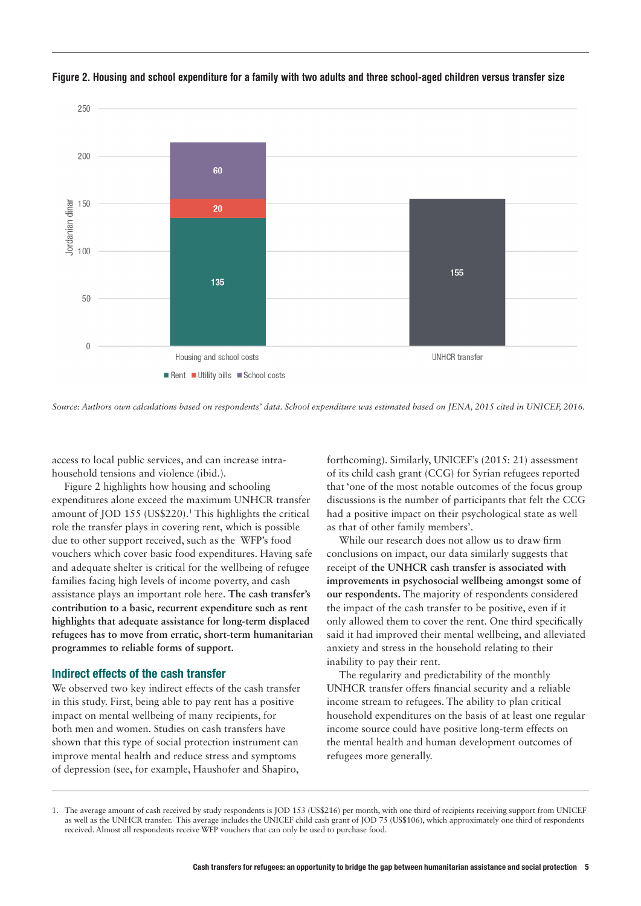**Figure 2. Housing and school expenditure for a family with two adults and three school-aged children versus transfer size**

| | Rent | Utility bills | School costs | UNHCR transfer |
|---|---|---|---|---|
| Housing and school costs | 135 | 20 | 60 | |
| UNHCR transfer | | | | 155 |

*Source: Authors own calculations based on respondents' data. School expenditure was estimated based on JENA, 2015 cited in UNICEF, 2016.*

access to local public services, and can increase intra-household tensions and violence (ibid.).

Figure 2 highlights how housing and schooling expenditures alone exceed the maximum UNHCR transfer amount of JOD 155 (US$220).[1] This highlights the critical role the transfer plays in covering rent, which is possible due to other support received, such as the WFP's food vouchers which cover basic food expenditures. Having safe and adequate shelter is critical for the wellbeing of refugee families facing high levels of income poverty, and cash assistance plays an important role here. **The cash transfer's contribution to a basic, recurrent expenditure such as rent highlights that adequate assistance for long-term displaced refugees has to move from erratic, short-term humanitarian programmes to reliable forms of support.**

## Indirect effects of the cash transfer

We observed two key indirect effects of the cash transfer in this study. First, being able to pay rent has a positive impact on mental wellbeing of many recipients, for both men and women. Studies on cash transfers have shown that this type of social protection instrument can improve mental health and reduce stress and symptoms of depression (see, for example, Haushofer and Shapiro, forthcoming). Similarly, UNICEF's (2015: 21) assessment of its child cash grant (CCG) for Syrian refugees reported that 'one of the most notable outcomes of the focus group discussions is the number of participants that felt the CCG had a positive impact on their psychological state as well as that of other family members'.

While our research does not allow us to draw firm conclusions on impact, our data similarly suggests that receipt of **the UNHCR cash transfer is associated with improvements in psychosocial wellbeing amongst some of our respondents.** The majority of respondents considered the impact of the cash transfer to be positive, even if it only allowed them to cover the rent. One third specifically said it had improved their mental wellbeing, and alleviated anxiety and stress in the household relating to their inability to pay their rent.

The regularity and predictability of the monthly UNHCR transfer offers financial security and a reliable income stream to refugees. The ability to plan critical household expenditures on the basis of at least one regular income source could have positive long-term effects on the mental health and human development outcomes of refugees more generally.

---

1. The average amount of cash received by study respondents is JOD 153 (US$216) per month, with one third of recipients receiving support from UNICEF as well as the UNHCR transfer. This average includes the UNICEF child cash grant of JOD 75 (US$106), which approximately one third of respondents received. Almost all respondents receive WFP vouchers that can only be used to purchase food.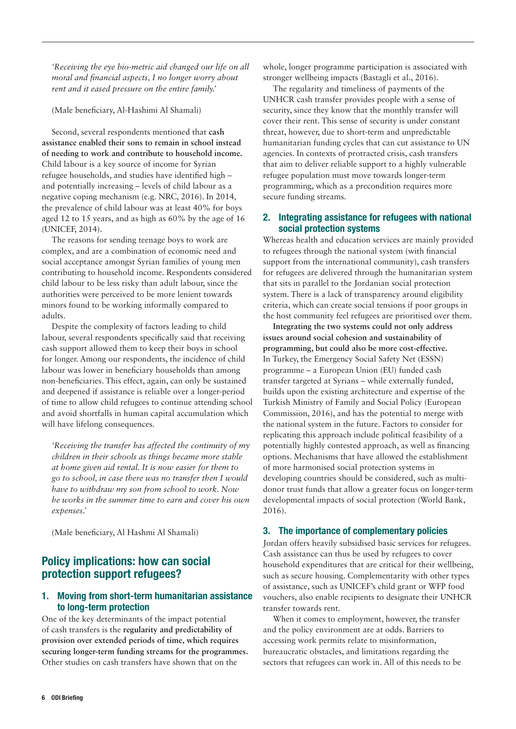*'Receiving the eye bio-metric aid changed our life on all moral and financial aspects, I no longer worry about rent and it eased pressure on the entire family.'*

(Male beneficiary, Al-Hashimi Al Shamali)

Second, several respondents mentioned that **cash assistance enabled their sons to remain in school instead of needing to work and contribute to household income.** Child labour is a key source of income for Syrian refugee households, and studies have identified high – and potentially increasing – levels of child labour as a negative coping mechanism (e.g. NRC, 2016). In 2014, the prevalence of child labour was at least 40% for boys aged 12 to 15 years, and as high as 60% by the age of 16 (UNICEF, 2014).

The reasons for sending teenage boys to work are complex, and are a combination of economic need and social acceptance amongst Syrian families of young men contributing to household income. Respondents considered child labour to be less risky than adult labour, since the authorities were perceived to be more lenient towards minors found to be working informally compared to adults.

Despite the complexity of factors leading to child labour, several respondents specifically said that receiving cash support allowed them to keep their boys in school for longer. Among our respondents, the incidence of child labour was lower in beneficiary households than among non-beneficiaries. This effect, again, can only be sustained and deepened if assistance is reliable over a longer-period of time to allow child refugees to continue attending school and avoid shortfalls in human capital accumulation which will have lifelong consequences.

*'Receiving the transfer has affected the continuity of my children in their schools as things became more stable at home given aid rental. It is now easier for them to go to school, in case there was no transfer then I would have to withdraw my son from school to work. Now he works in the summer time to earn and cover his own expenses.'*

(Male beneficiary, Al Hashmi Al Shamali)

## Policy implications: how can social protection support refugees?

### 1. Moving from short-term humanitarian assistance to long-term protection

One of the key determinants of the impact potential of cash transfers is the **regularity and predictability of provision over extended periods of time, which requires securing longer-term funding streams for the programmes.** Other studies on cash transfers have shown that on the whole, longer programme participation is associated with stronger wellbeing impacts (Bastagli et al., 2016).

The regularity and timeliness of payments of the UNHCR cash transfer provides people with a sense of security, since they know that the monthly transfer will cover their rent. This sense of security is under constant threat, however, due to short-term and unpredictable humanitarian funding cycles that can cut assistance to UN agencies. In contexts of protracted crisis, cash transfers that aim to deliver reliable support to a highly vulnerable refugee population must move towards longer-term programming, which as a precondition requires more secure funding streams.

### 2. Integrating assistance for refugees with national social protection systems

Whereas health and education services are mainly provided to refugees through the national system (with financial support from the international community), cash transfers for refugees are delivered through the humanitarian system that sits in parallel to the Jordanian social protection system. There is a lack of transparency around eligibility criteria, which can create social tensions if poor groups in the host community feel refugees are prioritised over them.

**Integrating the two systems could not only address issues around social cohesion and sustainability of programming, but could also be more cost-effective.** In Turkey, the Emergency Social Safety Net (ESSN) programme – a European Union (EU) funded cash transfer targeted at Syrians – while externally funded, builds upon the existing architecture and expertise of the Turkish Ministry of Family and Social Policy (European Commission, 2016), and has the potential to merge with the national system in the future. Factors to consider for replicating this approach include political feasibility of a potentially highly contested approach, as well as financing options. Mechanisms that have allowed the establishment of more harmonised social protection systems in developing countries should be considered, such as multi-donor trust funds that allow a greater focus on longer-term developmental impacts of social protection (World Bank, 2016).

### 3. The importance of complementary policies

Jordan offers heavily subsidised basic services for refugees. Cash assistance can thus be used by refugees to cover household expenditures that are critical for their wellbeing, such as secure housing. Complementarity with other types of assistance, such as UNICEF's child grant or WFP food vouchers, also enable recipients to designate their UNHCR transfer towards rent.

When it comes to employment, however, the transfer and the policy environment are at odds. Barriers to accessing work permits relate to misinformation, bureaucratic obstacles, and limitations regarding the sectors that refugees can work in. All of this needs to be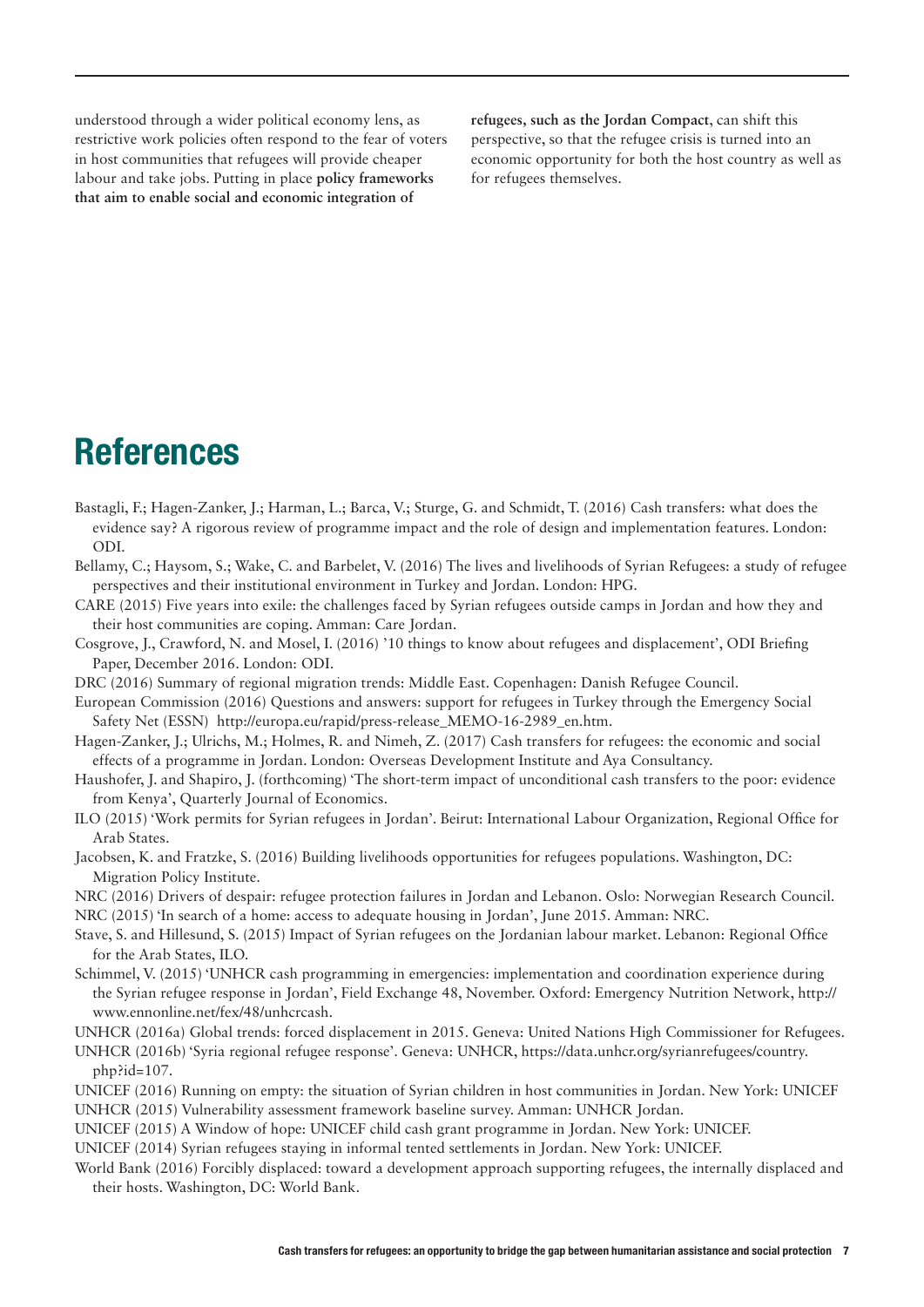understood through a wider political economy lens, as restrictive work policies often respond to the fear of voters in host communities that refugees will provide cheaper labour and take jobs. Putting in place **policy frameworks that aim to enable social and economic integration of refugees, such as the Jordan Compact**, can shift this perspective, so that the refugee crisis is turned into an economic opportunity for both the host country as well as for refugees themselves.

# References

Bastagli, F.; Hagen-Zanker, J.; Harman, L.; Barca, V.; Sturge, G. and Schmidt, T. (2016) Cash transfers: what does the evidence say? A rigorous review of programme impact and the role of design and implementation features. London: ODI.

Bellamy, C.; Haysom, S.; Wake, C. and Barbelet, V. (2016) The lives and livelihoods of Syrian Refugees: a study of refugee perspectives and their institutional environment in Turkey and Jordan. London: HPG.

CARE (2015) Five years into exile: the challenges faced by Syrian refugees outside camps in Jordan and how they and their host communities are coping. Amman: Care Jordan.

Cosgrove, J., Crawford, N. and Mosel, I. (2016) '10 things to know about refugees and displacement', ODI Briefing Paper, December 2016. London: ODI.

DRC (2016) Summary of regional migration trends: Middle East. Copenhagen: Danish Refugee Council.

European Commission (2016) Questions and answers: support for refugees in Turkey through the Emergency Social Safety Net (ESSN) http://europa.eu/rapid/press-release_MEMO-16-2989_en.htm.

Hagen-Zanker, J.; Ulrichs, M.; Holmes, R. and Nimeh, Z. (2017) Cash transfers for refugees: the economic and social effects of a programme in Jordan. London: Overseas Development Institute and Aya Consultancy.

Haushofer, J. and Shapiro, J. (forthcoming) 'The short-term impact of unconditional cash transfers to the poor: evidence from Kenya', Quarterly Journal of Economics.

ILO (2015) 'Work permits for Syrian refugees in Jordan'. Beirut: International Labour Organization, Regional Office for Arab States.

Jacobsen, K. and Fratzke, S. (2016) Building livelihoods opportunities for refugees populations. Washington, DC: Migration Policy Institute.

NRC (2016) Drivers of despair: refugee protection failures in Jordan and Lebanon. Oslo: Norwegian Research Council.

NRC (2015) 'In search of a home: access to adequate housing in Jordan', June 2015. Amman: NRC.

Stave, S. and Hillesund, S. (2015) Impact of Syrian refugees on the Jordanian labour market. Lebanon: Regional Office for the Arab States, ILO.

Schimmel, V. (2015) 'UNHCR cash programming in emergencies: implementation and coordination experience during the Syrian refugee response in Jordan', Field Exchange 48, November. Oxford: Emergency Nutrition Network, http://www.ennonline.net/fex/48/unhcrcash.

UNHCR (2016a) Global trends: forced displacement in 2015. Geneva: United Nations High Commissioner for Refugees.

UNHCR (2016b) 'Syria regional refugee response'. Geneva: UNHCR, https://data.unhcr.org/syrianrefugees/country.php?id=107.

UNICEF (2016) Running on empty: the situation of Syrian children in host communities in Jordan. New York: UNICEF

UNHCR (2015) Vulnerability assessment framework baseline survey. Amman: UNHCR Jordan.

UNICEF (2015) A Window of hope: UNICEF child cash grant programme in Jordan. New York: UNICEF.

UNICEF (2014) Syrian refugees staying in informal tented settlements in Jordan. New York: UNICEF.

World Bank (2016) Forcibly displaced: toward a development approach supporting refugees, the internally displaced and their hosts. Washington, DC: World Bank.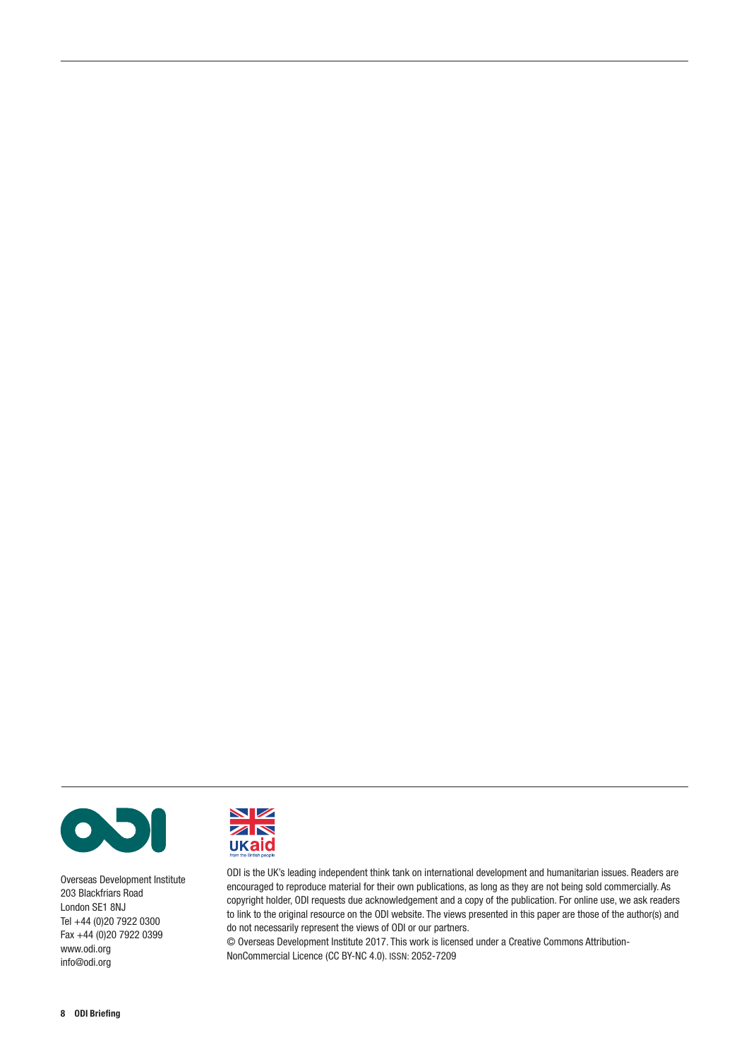Overseas Development Institute
203 Blackfriars Road
London SE1 8NJ
Tel +44 (0)20 7922 0300
Fax +44 (0)20 7922 0399
www.odi.org
info@odi.org

ODI is the UK's leading independent think tank on international development and humanitarian issues. Readers are encouraged to reproduce material for their own publications, as long as they are not being sold commercially. As copyright holder, ODI requests due acknowledgement and a copy of the publication. For online use, we ask readers to link to the original resource on the ODI website. The views presented in this paper are those of the author(s) and do not necessarily represent the views of ODI or our partners.

© Overseas Development Institute 2017. This work is licensed under a Creative Commons Attribution-NonCommercial Licence (CC BY-NC 4.0). ISSN: 2052-7209